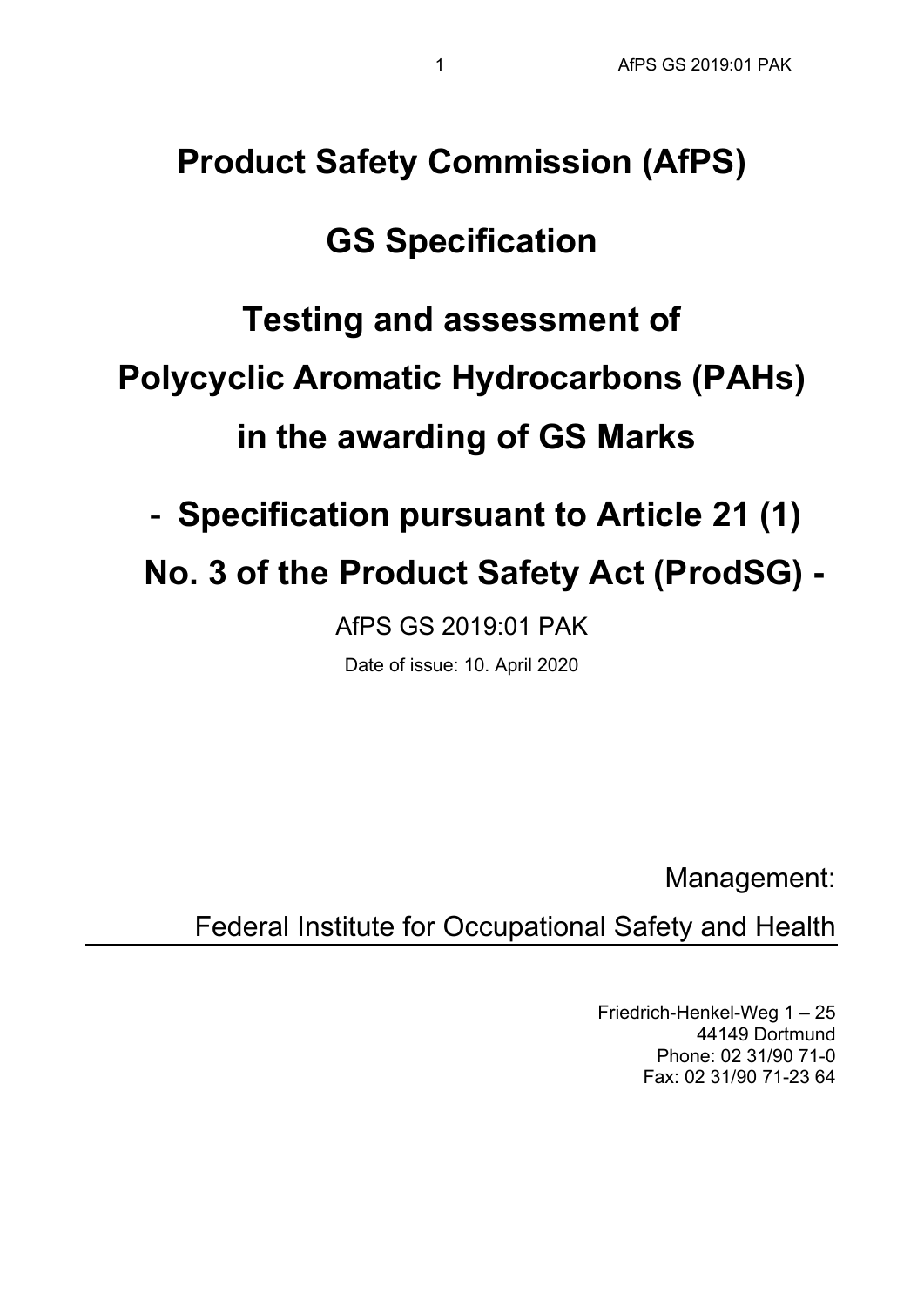# Product Safety Commission (AfPS)

# GS Specification

# Testing and assessment of Polycyclic Aromatic Hydrocarbons (PAHs) in the awarding of GS Marks

## - Specification pursuant to Article 21 (1) No. 3 of the Product Safety Act (ProdSG) -

AfPS GS 2019:01 PAK

Date of issue: 10. April 2020

Management:

Federal Institute for Occupational Safety and Health

Friedrich-Henkel-Weg 1 – 25
44149 Dortmund
Phone: 02 31/90 71-0
Fax: 02 31/90 71-23 64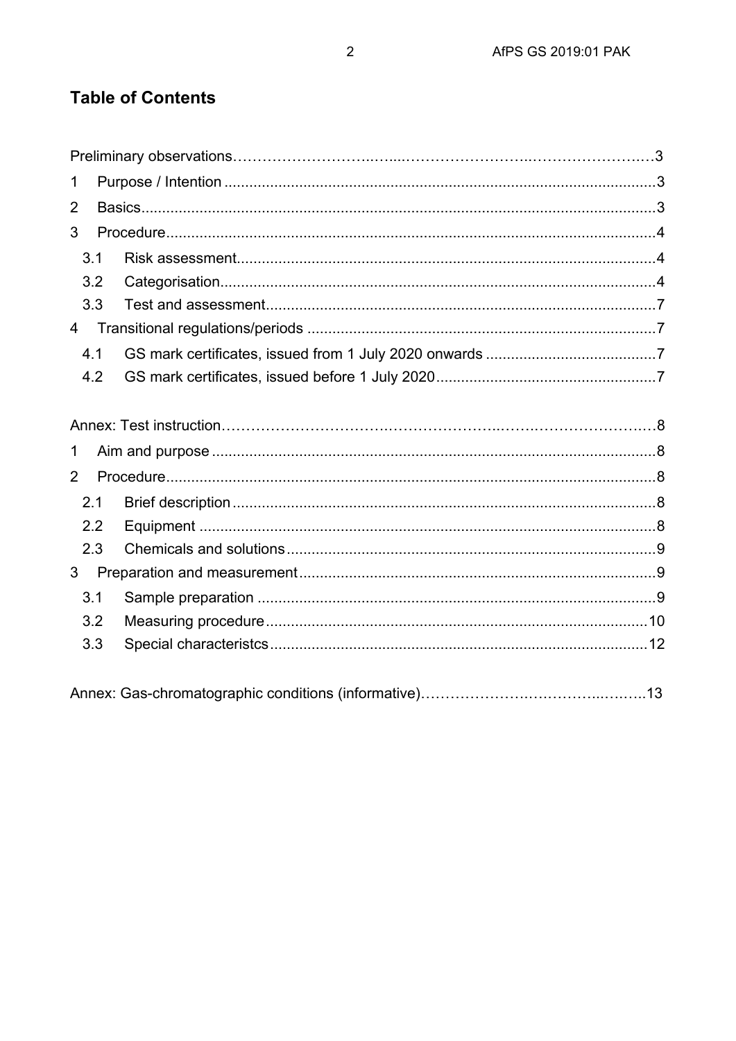## Table of Contents

Preliminary observations ... 3

1 Purpose / Intention ... 3

2 Basics ... 3

3 Procedure ... 4

- 3.1 Risk assessment ... 4
- 3.2 Categorisation ... 4
- 3.3 Test and assessment ... 7

4 Transitional regulations/periods ... 7

- 4.1 GS mark certificates, issued from 1 July 2020 onwards ... 7
- 4.2 GS mark certificates, issued before 1 July 2020 ... 7

Annex: Test instruction ... 8

1 Aim and purpose ... 8

2 Procedure ... 8

- 2.1 Brief description ... 8
- 2.2 Equipment ... 8
- 2.3 Chemicals and solutions ... 9

3 Preparation and measurement ... 9

- 3.1 Sample preparation ... 9
- 3.2 Measuring procedure ... 10
- 3.3 Special characteristcs ... 12

Annex: Gas-chromatographic conditions (informative) ... 13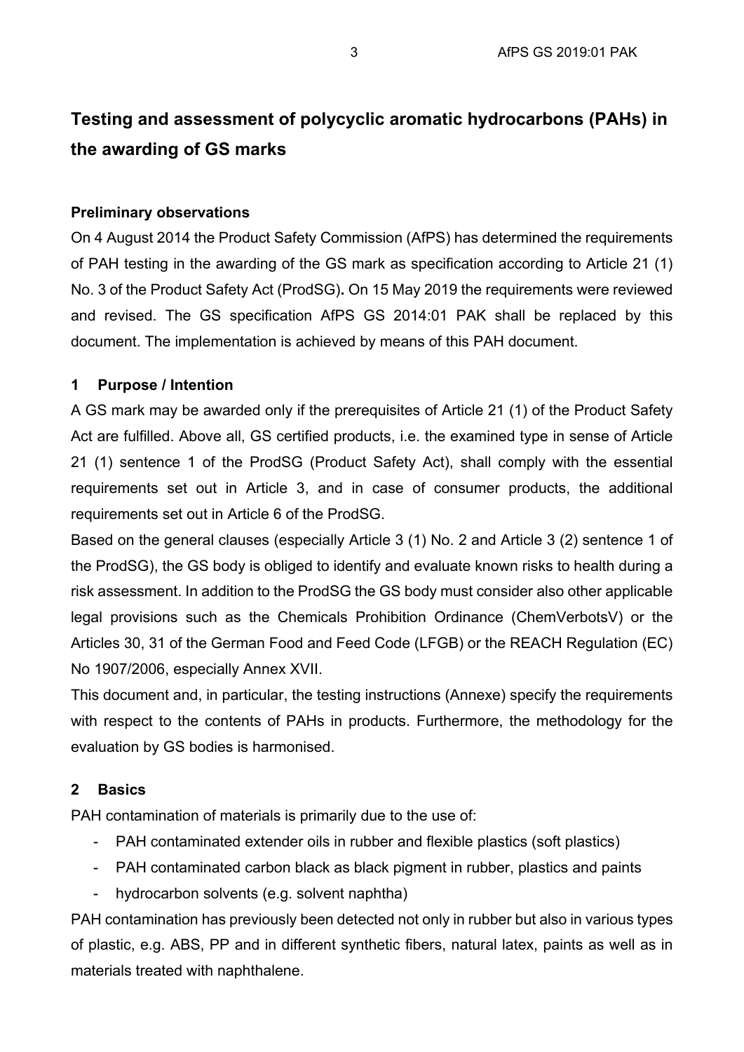# Testing and assessment of polycyclic aromatic hydrocarbons (PAHs) in the awarding of GS marks

### Preliminary observations

On 4 August 2014 the Product Safety Commission (AfPS) has determined the requirements of PAH testing in the awarding of the GS mark as specification according to Article 21 (1) No. 3 of the Product Safety Act (ProdSG). On 15 May 2019 the requirements were reviewed and revised. The GS specification AfPS GS 2014:01 PAK shall be replaced by this document. The implementation is achieved by means of this PAH document.

### 1 Purpose / Intention

A GS mark may be awarded only if the prerequisites of Article 21 (1) of the Product Safety Act are fulfilled. Above all, GS certified products, i.e. the examined type in sense of Article 21 (1) sentence 1 of the ProdSG (Product Safety Act), shall comply with the essential requirements set out in Article 3, and in case of consumer products, the additional requirements set out in Article 6 of the ProdSG.

Based on the general clauses (especially Article 3 (1) No. 2 and Article 3 (2) sentence 1 of the ProdSG), the GS body is obliged to identify and evaluate known risks to health during a risk assessment. In addition to the ProdSG the GS body must consider also other applicable legal provisions such as the Chemicals Prohibition Ordinance (ChemVerbotsV) or the Articles 30, 31 of the German Food and Feed Code (LFGB) or the REACH Regulation (EC) No 1907/2006, especially Annex XVII.

This document and, in particular, the testing instructions (Annexe) specify the requirements with respect to the contents of PAHs in products. Furthermore, the methodology for the evaluation by GS bodies is harmonised.

### 2 Basics

PAH contamination of materials is primarily due to the use of:

- PAH contaminated extender oils in rubber and flexible plastics (soft plastics)
- PAH contaminated carbon black as black pigment in rubber, plastics and paints
- hydrocarbon solvents (e.g. solvent naphtha)

PAH contamination has previously been detected not only in rubber but also in various types of plastic, e.g. ABS, PP and in different synthetic fibers, natural latex, paints as well as in materials treated with naphthalene.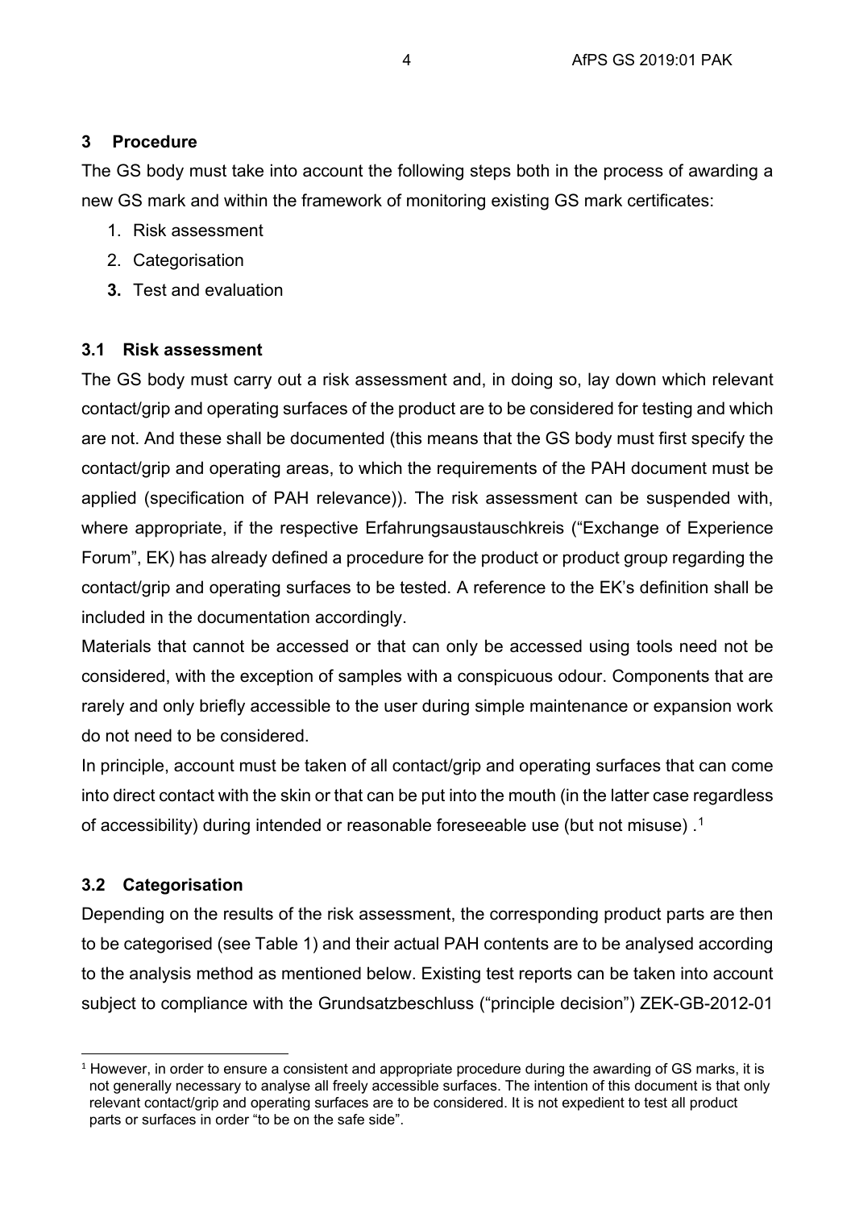## 3 Procedure

The GS body must take into account the following steps both in the process of awarding a new GS mark and within the framework of monitoring existing GS mark certificates:

1. Risk assessment
2. Categorisation
3. Test and evaluation

### 3.1 Risk assessment

The GS body must carry out a risk assessment and, in doing so, lay down which relevant contact/grip and operating surfaces of the product are to be considered for testing and which are not. And these shall be documented (this means that the GS body must first specify the contact/grip and operating areas, to which the requirements of the PAH document must be applied (specification of PAH relevance)). The risk assessment can be suspended with, where appropriate, if the respective Erfahrungsaustauschkreis ("Exchange of Experience Forum", EK) has already defined a procedure for the product or product group regarding the contact/grip and operating surfaces to be tested. A reference to the EK's definition shall be included in the documentation accordingly.

Materials that cannot be accessed or that can only be accessed using tools need not be considered, with the exception of samples with a conspicuous odour. Components that are rarely and only briefly accessible to the user during simple maintenance or expansion work do not need to be considered.

In principle, account must be taken of all contact/grip and operating surfaces that can come into direct contact with the skin or that can be put into the mouth (in the latter case regardless of accessibility) during intended or reasonable foreseeable use (but not misuse) .[1]

### 3.2 Categorisation

Depending on the results of the risk assessment, the corresponding product parts are then to be categorised (see Table 1) and their actual PAH contents are to be analysed according to the analysis method as mentioned below. Existing test reports can be taken into account subject to compliance with the Grundsatzbeschluss ("principle decision") ZEK-GB-2012-01

[1] However, in order to ensure a consistent and appropriate procedure during the awarding of GS marks, it is not generally necessary to analyse all freely accessible surfaces. The intention of this document is that only relevant contact/grip and operating surfaces are to be considered. It is not expedient to test all product parts or surfaces in order "to be on the safe side".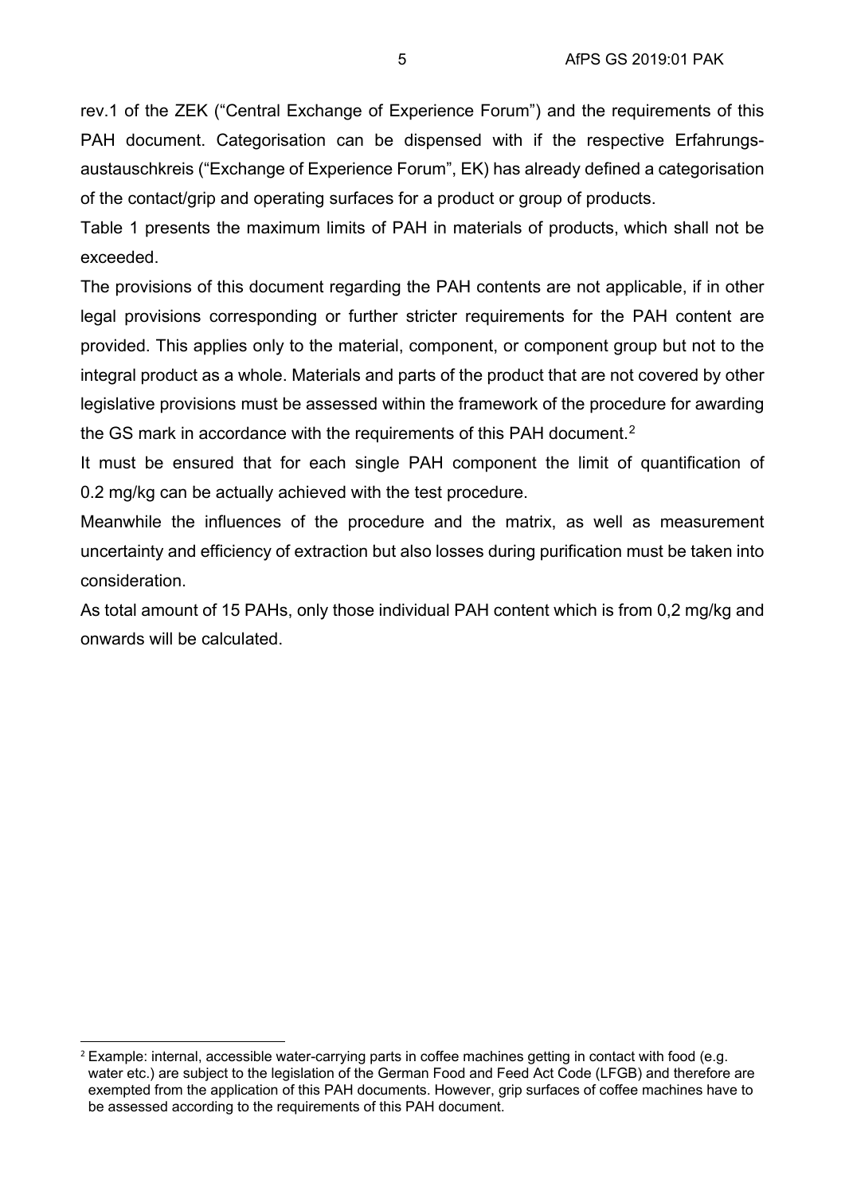rev.1 of the ZEK ("Central Exchange of Experience Forum") and the requirements of this PAH document. Categorisation can be dispensed with if the respective Erfahrungs-austauschkreis ("Exchange of Experience Forum", EK) has already defined a categorisation of the contact/grip and operating surfaces for a product or group of products.

Table 1 presents the maximum limits of PAH in materials of products, which shall not be exceeded.

The provisions of this document regarding the PAH contents are not applicable, if in other legal provisions corresponding or further stricter requirements for the PAH content are provided. This applies only to the material, component, or component group but not to the integral product as a whole. Materials and parts of the product that are not covered by other legislative provisions must be assessed within the framework of the procedure for awarding the GS mark in accordance with the requirements of this PAH document.[2]

It must be ensured that for each single PAH component the limit of quantification of 0.2 mg/kg can be actually achieved with the test procedure.

Meanwhile the influences of the procedure and the matrix, as well as measurement uncertainty and efficiency of extraction but also losses during purification must be taken into consideration.

As total amount of 15 PAHs, only those individual PAH content which is from 0,2 mg/kg and onwards will be calculated.

---

[2] Example: internal, accessible water-carrying parts in coffee machines getting in contact with food (e.g. water etc.) are subject to the legislation of the German Food and Feed Act Code (LFGB) and therefore are exempted from the application of this PAH documents. However, grip surfaces of coffee machines have to be assessed according to the requirements of this PAH document.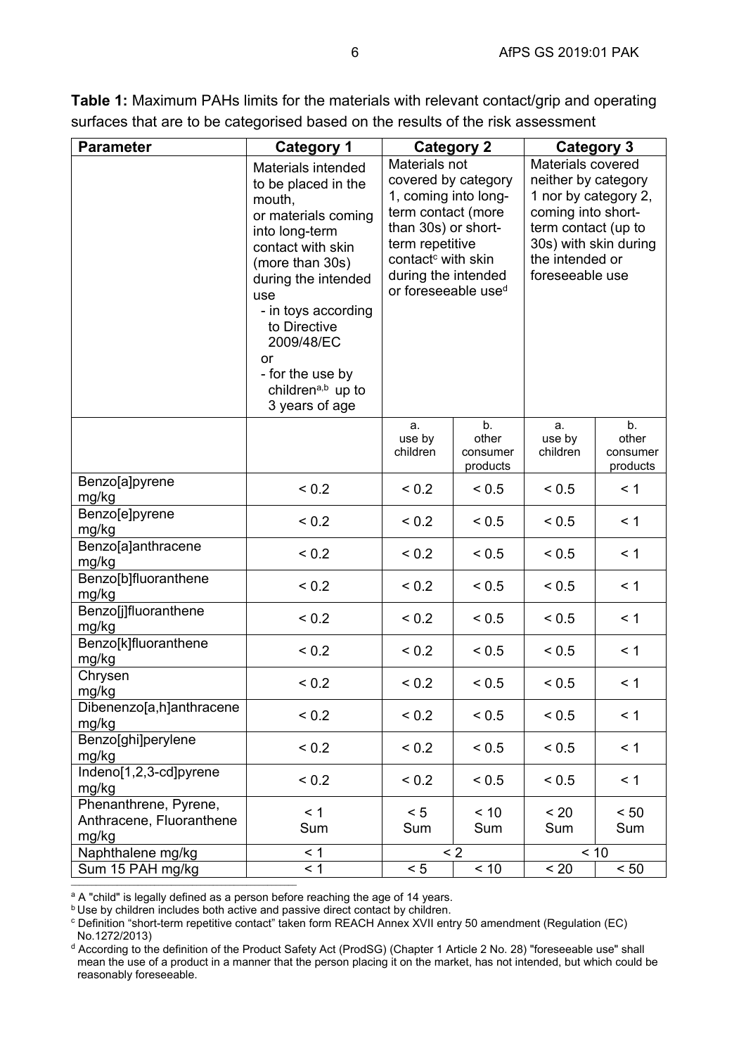**Table 1:** Maximum PAHs limits for the materials with relevant contact/grip and operating surfaces that are to be categorised based on the results of the risk assessment

| Parameter | Category 1 | Category 2 | | Category 3 | |
|---|---|---|---|---|---|
| | Materials intended to be placed in the mouth, or materials coming into long-term contact with skin (more than 30s) during the intended use - in toys according to Directive 2009/48/EC or - for the use by children[a,b] up to 3 years of age | Materials not covered by category 1, coming into long-term contact (more than 30s) or short-term repetitive contact[c] with skin during the intended or foreseeable use[d] | | Materials covered neither by category 1 nor by category 2, coming into short-term contact (up to 30s) with skin during the intended or foreseeable use | |
| | | a. use by children | b. other consumer products | a. use by children | b. other consumer products |
| Benzo[a]pyrene mg/kg | < 0.2 | < 0.2 | < 0.5 | < 0.5 | < 1 |
| Benzo[e]pyrene mg/kg | < 0.2 | < 0.2 | < 0.5 | < 0.5 | < 1 |
| Benzo[a]anthracene mg/kg | < 0.2 | < 0.2 | < 0.5 | < 0.5 | < 1 |
| Benzo[b]fluoranthene mg/kg | < 0.2 | < 0.2 | < 0.5 | < 0.5 | < 1 |
| Benzo[j]fluoranthene mg/kg | < 0.2 | < 0.2 | < 0.5 | < 0.5 | < 1 |
| Benzo[k]fluoranthene mg/kg | < 0.2 | < 0.2 | < 0.5 | < 0.5 | < 1 |
| Chrysen mg/kg | < 0.2 | < 0.2 | < 0.5 | < 0.5 | < 1 |
| Dibenenzo[a,h]anthracene mg/kg | < 0.2 | < 0.2 | < 0.5 | < 0.5 | < 1 |
| Benzo[ghi]perylene mg/kg | < 0.2 | < 0.2 | < 0.5 | < 0.5 | < 1 |
| Indeno[1,2,3-cd]pyrene mg/kg | < 0.2 | < 0.2 | < 0.5 | < 0.5 | < 1 |
| Phenanthrene, Pyrene, Anthracene, Fluoranthene mg/kg | < 1 Sum | < 5 Sum | < 10 Sum | < 20 Sum | < 50 Sum |
| Naphthalene mg/kg | < 1 | < 2 | | < 10 | |
| Sum 15 PAH mg/kg | < 1 | < 5 | < 10 | < 20 | < 50 |

[a] A "child" is legally defined as a person before reaching the age of 14 years.
[b] Use by children includes both active and passive direct contact by children.
[c] Definition "short-term repetitive contact" taken form REACH Annex XVII entry 50 amendment (Regulation (EC) No.1272/2013)
[d] According to the definition of the Product Safety Act (ProdSG) (Chapter 1 Article 2 No. 28) "foreseeable use" shall mean the use of a product in a manner that the person placing it on the market, has not intended, but which could be reasonably foreseeable.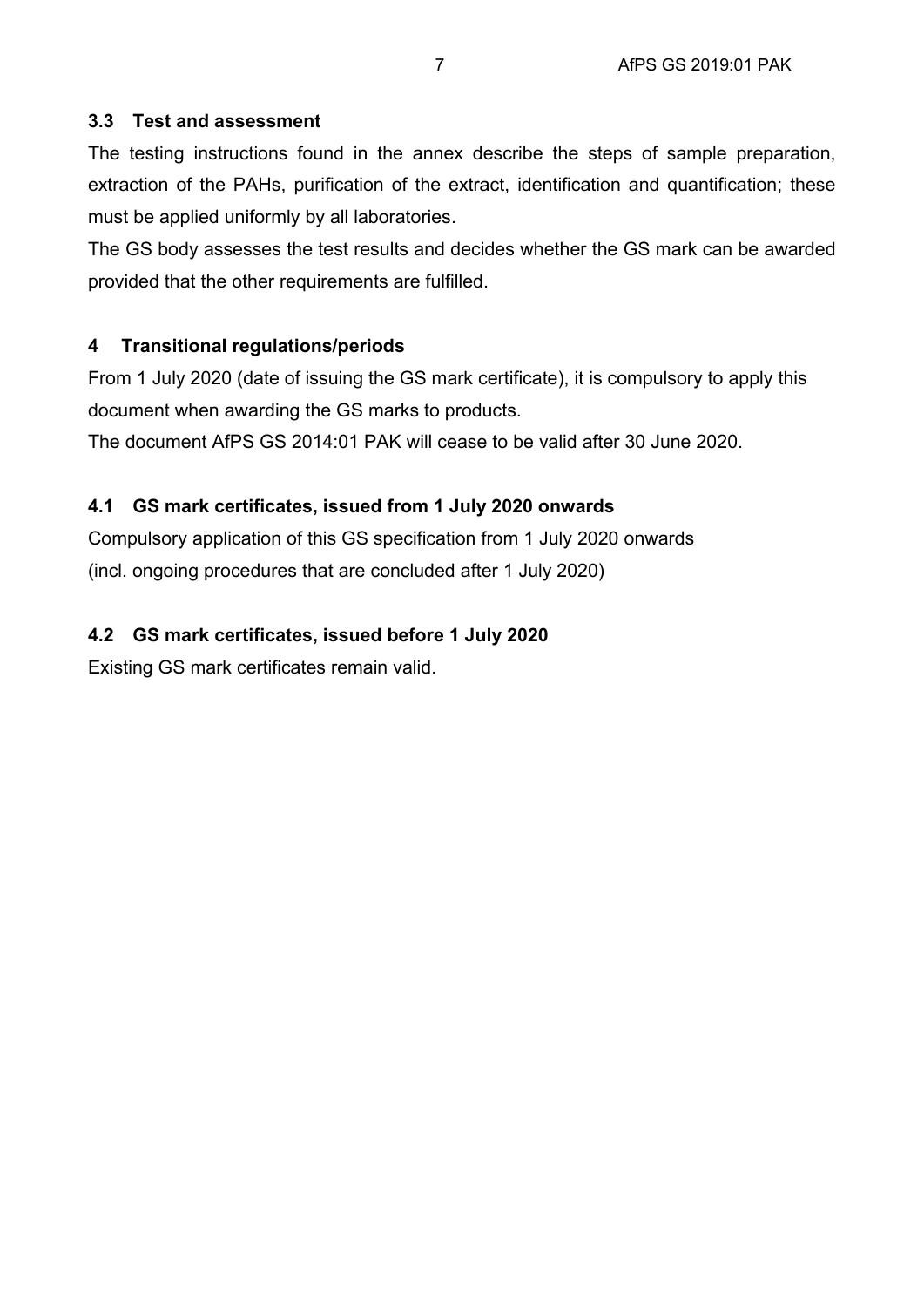### 3.3 Test and assessment

The testing instructions found in the annex describe the steps of sample preparation, extraction of the PAHs, purification of the extract, identification and quantification; these must be applied uniformly by all laboratories.

The GS body assesses the test results and decides whether the GS mark can be awarded provided that the other requirements are fulfilled.

## 4 Transitional regulations/periods

From 1 July 2020 (date of issuing the GS mark certificate), it is compulsory to apply this document when awarding the GS marks to products.

The document AfPS GS 2014:01 PAK will cease to be valid after 30 June 2020.

### 4.1 GS mark certificates, issued from 1 July 2020 onwards

Compulsory application of this GS specification from 1 July 2020 onwards
(incl. ongoing procedures that are concluded after 1 July 2020)

### 4.2 GS mark certificates, issued before 1 July 2020

Existing GS mark certificates remain valid.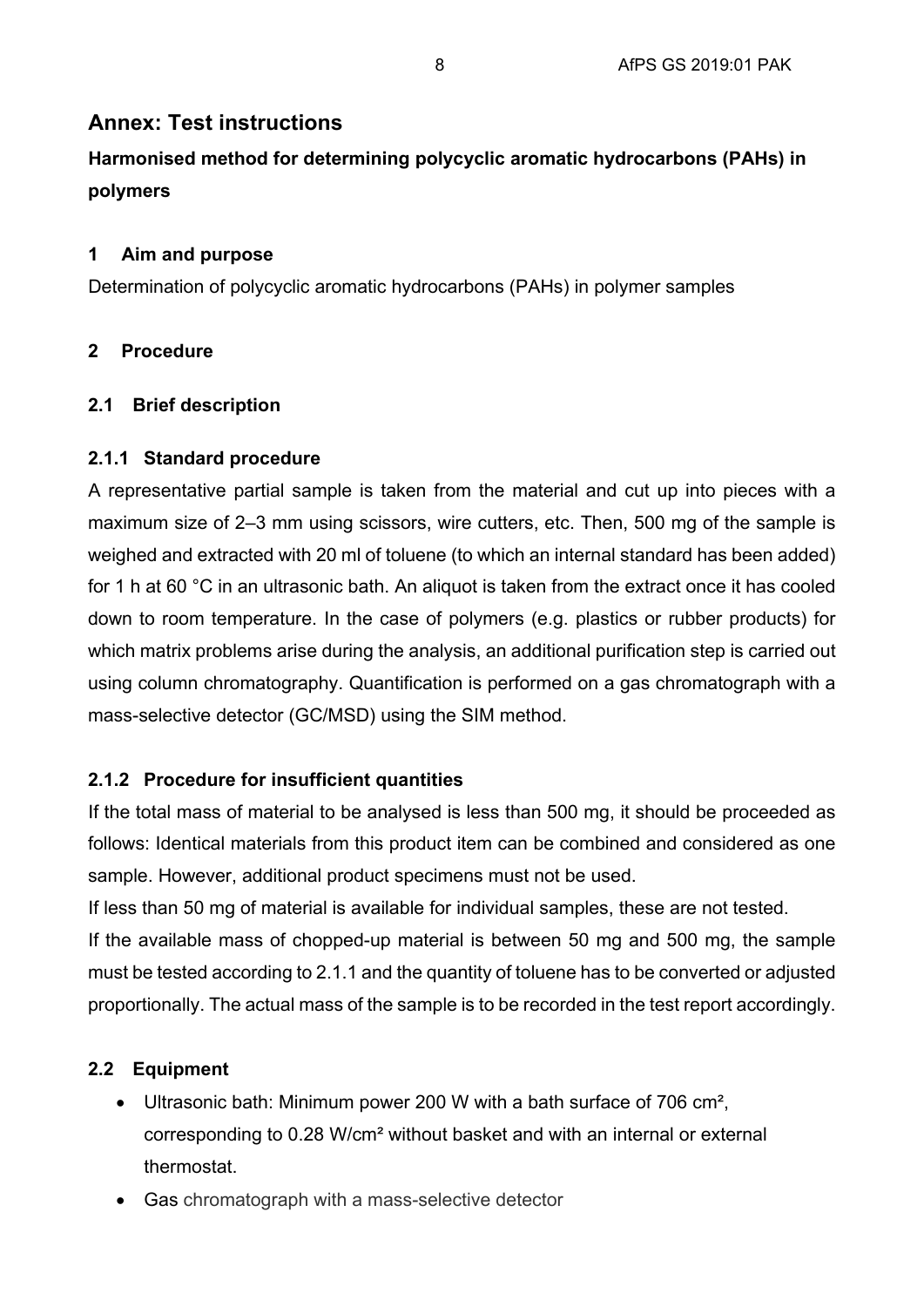# Annex: Test instructions

## Harmonised method for determining polycyclic aromatic hydrocarbons (PAHs) in polymers

### 1 Aim and purpose

Determination of polycyclic aromatic hydrocarbons (PAHs) in polymer samples

### 2 Procedure

### 2.1 Brief description

#### 2.1.1 Standard procedure

A representative partial sample is taken from the material and cut up into pieces with a maximum size of 2–3 mm using scissors, wire cutters, etc. Then, 500 mg of the sample is weighed and extracted with 20 ml of toluene (to which an internal standard has been added) for 1 h at 60 °C in an ultrasonic bath. An aliquot is taken from the extract once it has cooled down to room temperature. In the case of polymers (e.g. plastics or rubber products) for which matrix problems arise during the analysis, an additional purification step is carried out using column chromatography. Quantification is performed on a gas chromatograph with a mass-selective detector (GC/MSD) using the SIM method.

#### 2.1.2 Procedure for insufficient quantities

If the total mass of material to be analysed is less than 500 mg, it should be proceeded as follows: Identical materials from this product item can be combined and considered as one sample. However, additional product specimens must not be used.

If less than 50 mg of material is available for individual samples, these are not tested.

If the available mass of chopped-up material is between 50 mg and 500 mg, the sample must be tested according to 2.1.1 and the quantity of toluene has to be converted or adjusted proportionally. The actual mass of the sample is to be recorded in the test report accordingly.

### 2.2 Equipment

- Ultrasonic bath: Minimum power 200 W with a bath surface of 706 cm², corresponding to 0.28 W/cm² without basket and with an internal or external thermostat.
- Gas chromatograph with a mass-selective detector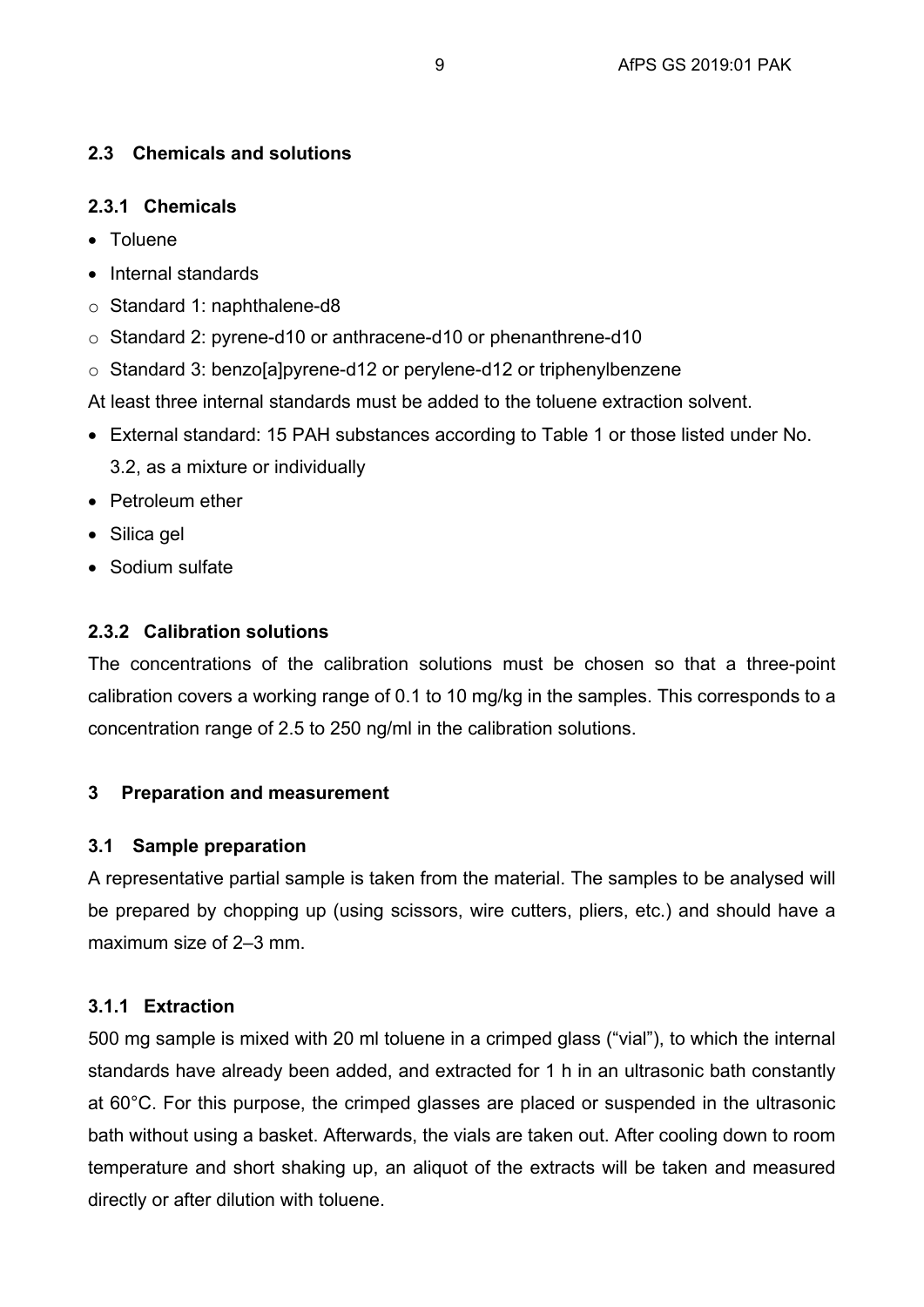## 2.3 Chemicals and solutions

### 2.3.1 Chemicals

- Toluene
- Internal standards
  - Standard 1: naphthalene-d8
  - Standard 2: pyrene-d10 or anthracene-d10 or phenanthrene-d10
  - Standard 3: benzo[a]pyrene-d12 or perylene-d12 or triphenylbenzene

At least three internal standards must be added to the toluene extraction solvent.

- External standard: 15 PAH substances according to Table 1 or those listed under No. 3.2, as a mixture or individually
- Petroleum ether
- Silica gel
- Sodium sulfate

### 2.3.2 Calibration solutions

The concentrations of the calibration solutions must be chosen so that a three-point calibration covers a working range of 0.1 to 10 mg/kg in the samples. This corresponds to a concentration range of 2.5 to 250 ng/ml in the calibration solutions.

# 3 Preparation and measurement

## 3.1 Sample preparation

A representative partial sample is taken from the material. The samples to be analysed will be prepared by chopping up (using scissors, wire cutters, pliers, etc.) and should have a maximum size of 2–3 mm.

### 3.1.1 Extraction

500 mg sample is mixed with 20 ml toluene in a crimped glass ("vial"), to which the internal standards have already been added, and extracted for 1 h in an ultrasonic bath constantly at 60°C. For this purpose, the crimped glasses are placed or suspended in the ultrasonic bath without using a basket. Afterwards, the vials are taken out. After cooling down to room temperature and short shaking up, an aliquot of the extracts will be taken and measured directly or after dilution with toluene.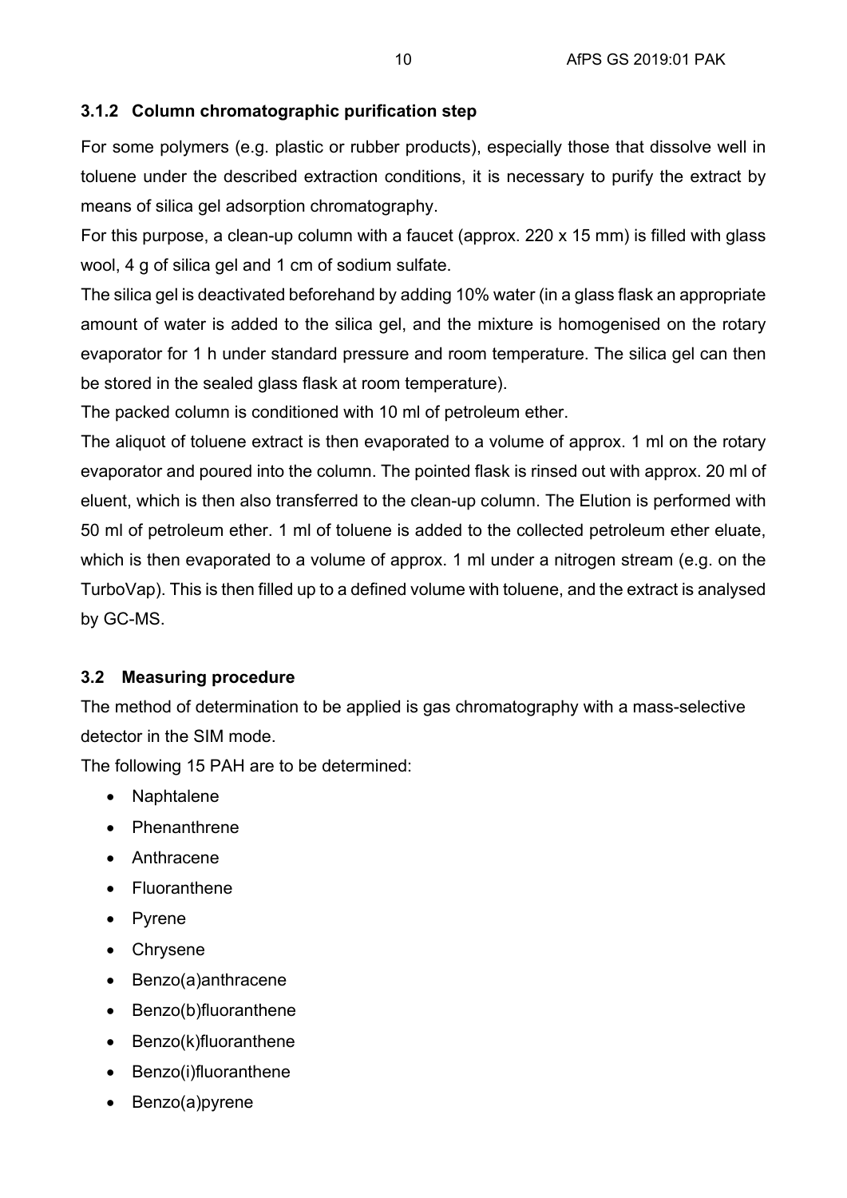### 3.1.2 Column chromatographic purification step

For some polymers (e.g. plastic or rubber products), especially those that dissolve well in toluene under the described extraction conditions, it is necessary to purify the extract by means of silica gel adsorption chromatography.

For this purpose, a clean-up column with a faucet (approx. 220 x 15 mm) is filled with glass wool, 4 g of silica gel and 1 cm of sodium sulfate.

The silica gel is deactivated beforehand by adding 10% water (in a glass flask an appropriate amount of water is added to the silica gel, and the mixture is homogenised on the rotary evaporator for 1 h under standard pressure and room temperature. The silica gel can then be stored in the sealed glass flask at room temperature).

The packed column is conditioned with 10 ml of petroleum ether.

The aliquot of toluene extract is then evaporated to a volume of approx. 1 ml on the rotary evaporator and poured into the column. The pointed flask is rinsed out with approx. 20 ml of eluent, which is then also transferred to the clean-up column. The Elution is performed with 50 ml of petroleum ether. 1 ml of toluene is added to the collected petroleum ether eluate, which is then evaporated to a volume of approx. 1 ml under a nitrogen stream (e.g. on the TurboVap). This is then filled up to a defined volume with toluene, and the extract is analysed by GC-MS.

## 3.2 Measuring procedure

The method of determination to be applied is gas chromatography with a mass-selective detector in the SIM mode.

The following 15 PAH are to be determined:

- Naphtalene
- Phenanthrene
- Anthracene
- Fluoranthene
- Pyrene
- Chrysene
- Benzo(a)anthracene
- Benzo(b)fluoranthene
- Benzo(k)fluoranthene
- Benzo(i)fluoranthene
- Benzo(a)pyrene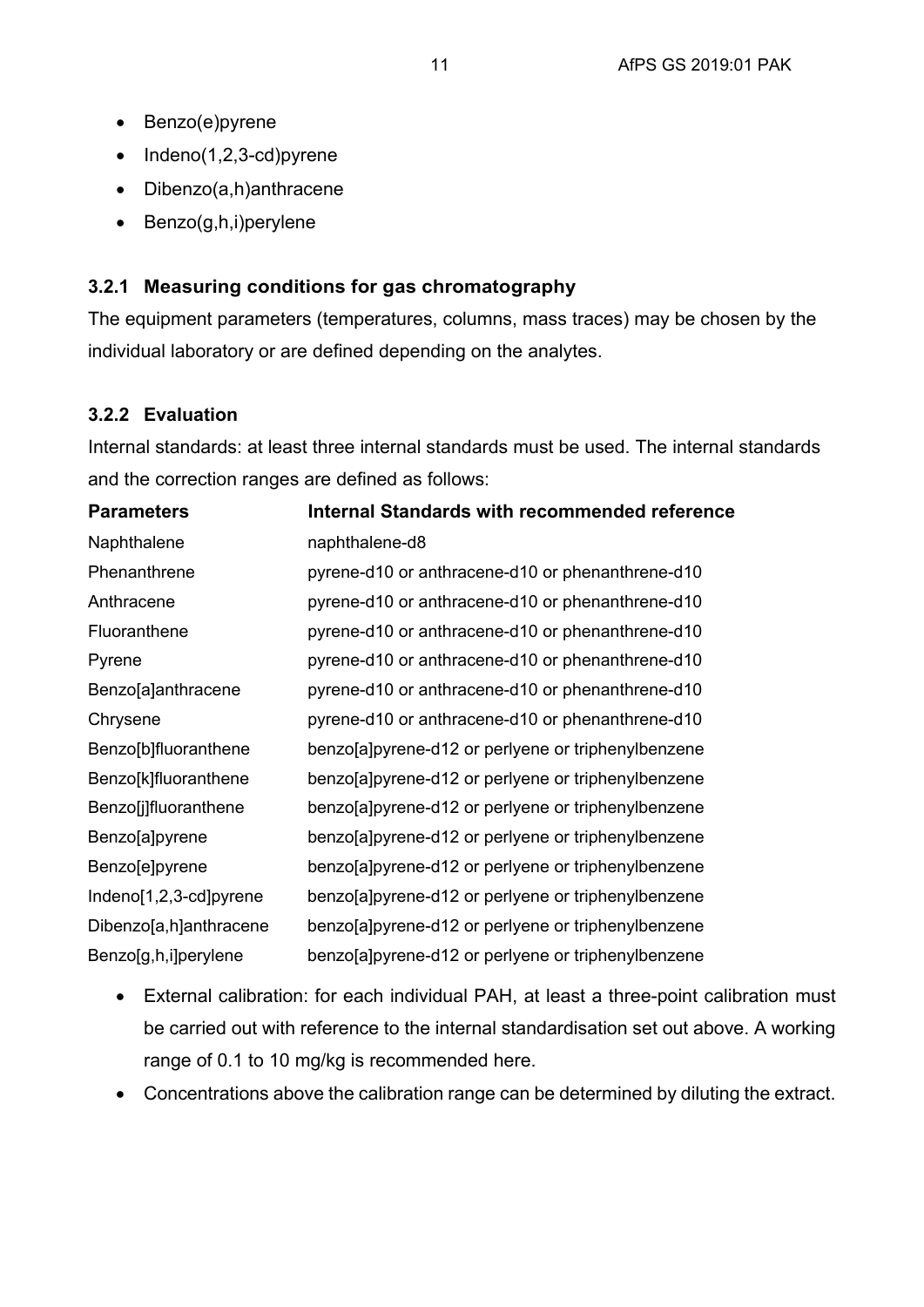- Benzo(e)pyrene
- Indeno(1,2,3-cd)pyrene
- Dibenzo(a,h)anthracene
- Benzo(g,h,i)perylene

### 3.2.1 Measuring conditions for gas chromatography

The equipment parameters (temperatures, columns, mass traces) may be chosen by the individual laboratory or are defined depending on the analytes.

### 3.2.2 Evaluation

Internal standards: at least three internal standards must be used. The internal standards and the correction ranges are defined as follows:

| Parameters | Internal Standards with recommended reference |
|---|---|
| Naphthalene | naphthalene-d8 |
| Phenanthrene | pyrene-d10 or anthracene-d10 or phenanthrene-d10 |
| Anthracene | pyrene-d10 or anthracene-d10 or phenanthrene-d10 |
| Fluoranthene | pyrene-d10 or anthracene-d10 or phenanthrene-d10 |
| Pyrene | pyrene-d10 or anthracene-d10 or phenanthrene-d10 |
| Benzo[a]anthracene | pyrene-d10 or anthracene-d10 or phenanthrene-d10 |
| Chrysene | pyrene-d10 or anthracene-d10 or phenanthrene-d10 |
| Benzo[b]fluoranthene | benzo[a]pyrene-d12 or perlyene or triphenylbenzene |
| Benzo[k]fluoranthene | benzo[a]pyrene-d12 or perlyene or triphenylbenzene |
| Benzo[j]fluoranthene | benzo[a]pyrene-d12 or perlyene or triphenylbenzene |
| Benzo[a]pyrene | benzo[a]pyrene-d12 or perlyene or triphenylbenzene |
| Benzo[e]pyrene | benzo[a]pyrene-d12 or perlyene or triphenylbenzene |
| Indeno[1,2,3-cd]pyrene | benzo[a]pyrene-d12 or perlyene or triphenylbenzene |
| Dibenzo[a,h]anthracene | benzo[a]pyrene-d12 or perlyene or triphenylbenzene |
| Benzo[g,h,i]perylene | benzo[a]pyrene-d12 or perlyene or triphenylbenzene |

- External calibration: for each individual PAH, at least a three-point calibration must be carried out with reference to the internal standardisation set out above. A working range of 0.1 to 10 mg/kg is recommended here.
- Concentrations above the calibration range can be determined by diluting the extract.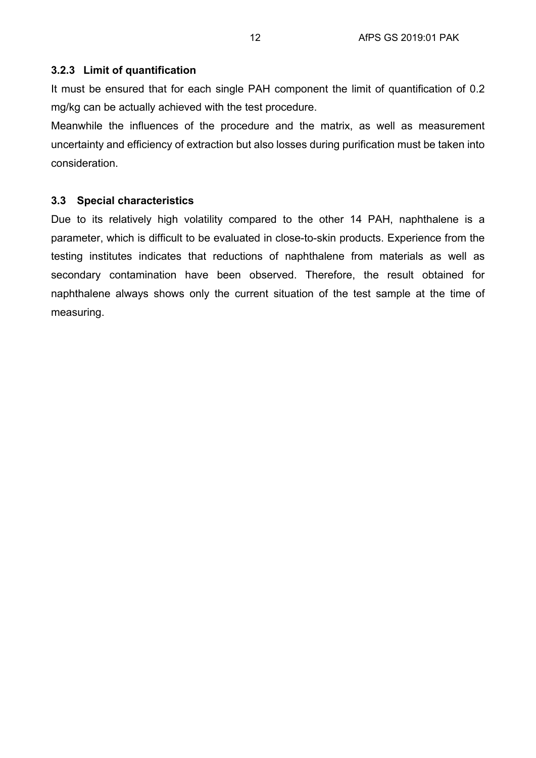### 3.2.3 Limit of quantification

It must be ensured that for each single PAH component the limit of quantification of 0.2 mg/kg can be actually achieved with the test procedure.

Meanwhile the influences of the procedure and the matrix, as well as measurement uncertainty and efficiency of extraction but also losses during purification must be taken into consideration.

## 3.3 Special characteristics

Due to its relatively high volatility compared to the other 14 PAH, naphthalene is a parameter, which is difficult to be evaluated in close-to-skin products. Experience from the testing institutes indicates that reductions of naphthalene from materials as well as secondary contamination have been observed. Therefore, the result obtained for naphthalene always shows only the current situation of the test sample at the time of measuring.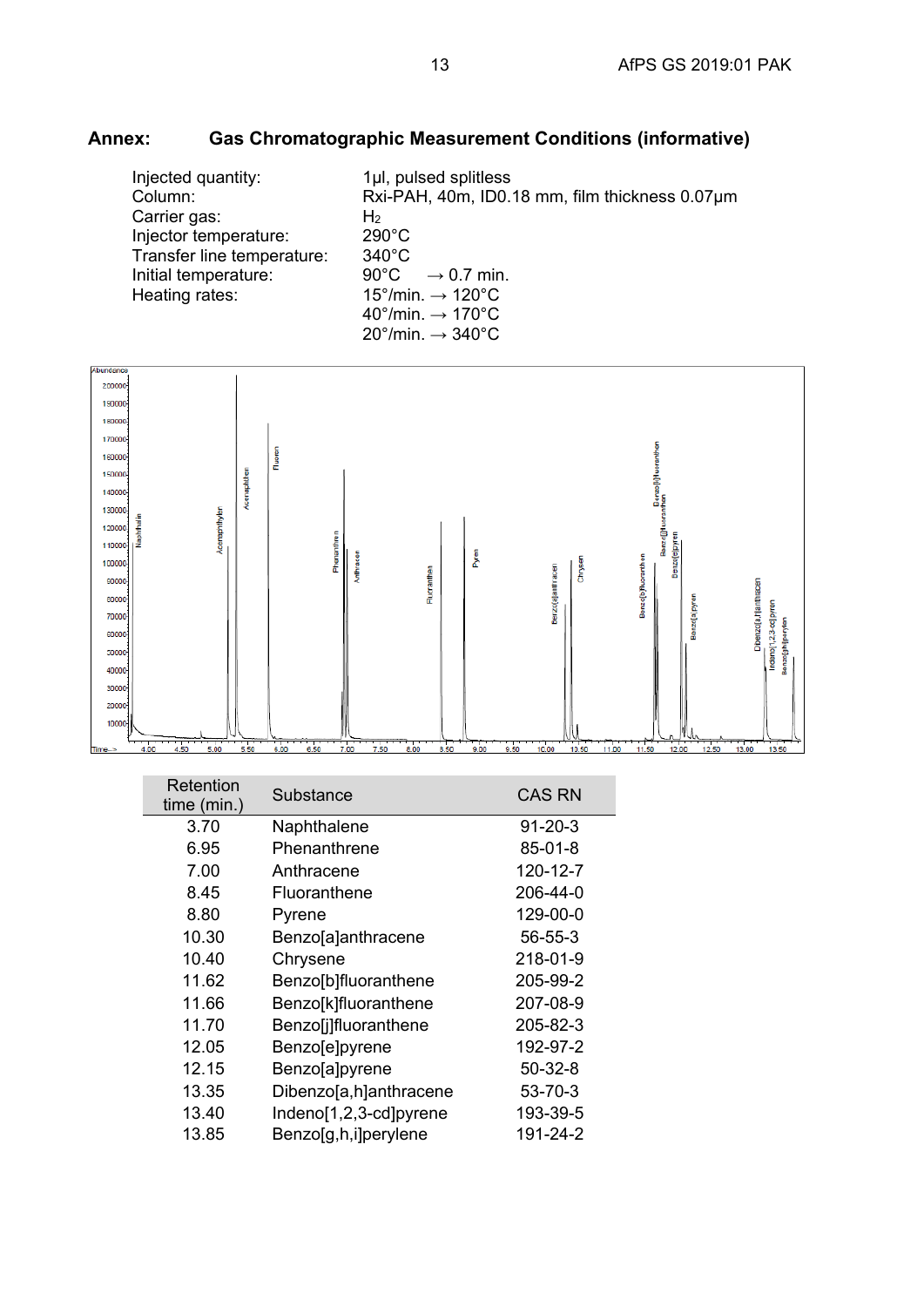## Annex: Gas Chromatographic Measurement Conditions (informative)

| | |
|---|---|
| Injected quantity: | 1µl, pulsed splitless |
| Column: | Rxi-PAH, 40m, ID0.18 mm, film thickness 0.07µm |
| Carrier gas: | $H_2$ |
| Injector temperature: | 290°C |
| Transfer line temperature: | 340°C |
| Initial temperature: | 90°C → 0.7 min. |
| Heating rates: | 15°/min. → 120°C |
| | 40°/min. → 170°C |
| | 20°/min. → 340°C |

Abundance

200000
190000
180000
170000
160000
150000
140000
130000
120000
110000
100000
90000
80000
70000
60000
50000
40000
30000
20000
10000

Time-->
4.00 4.50 5.00 5.50 6.00 6.50 7.00 7.50 8.00 8.50 9.00 9.50 10.00 10.50 11.00 11.50 12.00 12.50 13.00 13.50

Naphthalin
Acenaphthylen
Acenaphthen
Fluoren
Phenanthren
Anthracen
Fluoranthen
Pyren
Benzo[a]anthracen
Chrysen
Benzo[b]fluoranthen
Benzo[k]fluoranthen
Benzo[j]fluoranthen
Benzo[e]pyren
Benzo[a]pyren
Dibenzo[a,h]anthracen
Indeno[1,2,3-cd]pyren
Benzo[ghi]perylen

| Retention time (min.) | Substance | CAS RN |
|---|---|---|
| 3.70 | Naphthalene | 91-20-3 |
| 6.95 | Phenanthrene | 85-01-8 |
| 7.00 | Anthracene | 120-12-7 |
| 8.45 | Fluoranthene | 206-44-0 |
| 8.80 | Pyrene | 129-00-0 |
| 10.30 | Benzo[a]anthracene | 56-55-3 |
| 10.40 | Chrysene | 218-01-9 |
| 11.62 | Benzo[b]fluoranthene | 205-99-2 |
| 11.66 | Benzo[k]fluoranthene | 207-08-9 |
| 11.70 | Benzo[j]fluoranthene | 205-82-3 |
| 12.05 | Benzo[e]pyrene | 192-97-2 |
| 12.15 | Benzo[a]pyrene | 50-32-8 |
| 13.35 | Dibenzo[a,h]anthracene | 53-70-3 |
| 13.40 | Indeno[1,2,3-cd]pyrene | 193-39-5 |
| 13.85 | Benzo[g,h,i]perylene | 191-24-2 |